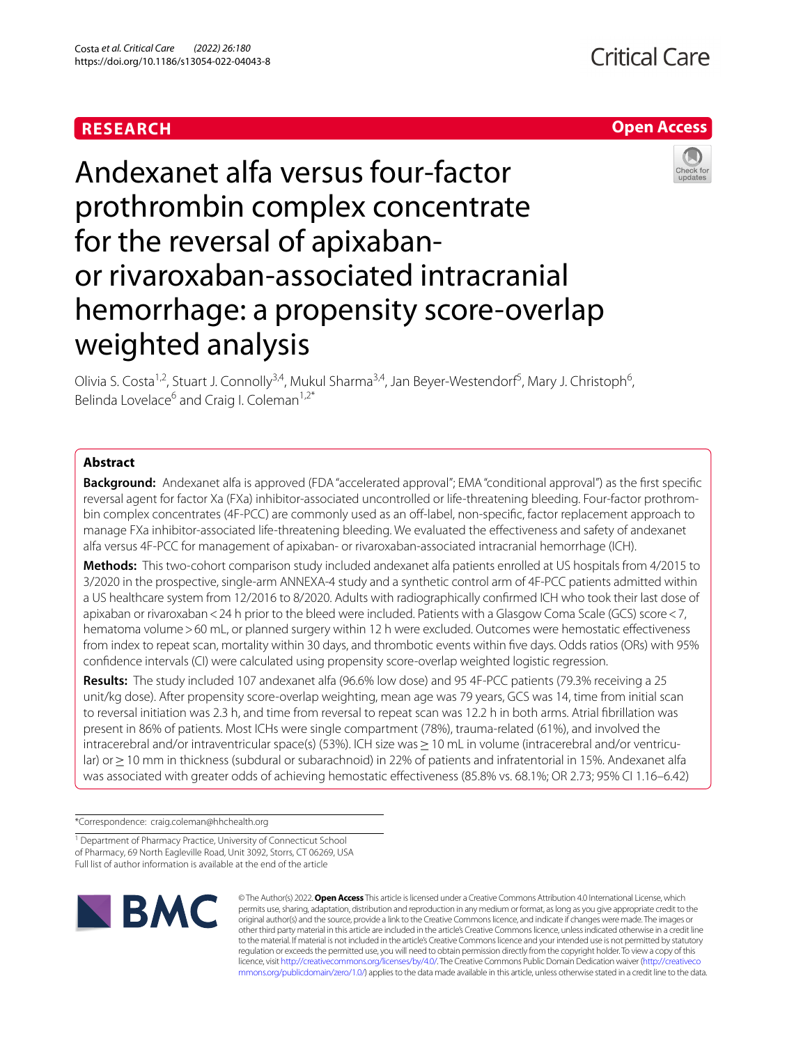RESEARCH

Open Access

# Andexanet alfa versus four-factor prothrombin complex concentrate for the reversal of apixaban- or rivaroxaban-associated intracranial hemorrhage: a propensity score-overlap weighted analysis

Olivia S. Costa[1,2], Stuart J. Connolly[3,4], Mukul Sharma[3,4], Jan Beyer-Westendorf[5], Mary J. Christoph[6], Belinda Lovelace[6] and Craig I. Coleman[1,2*]

## Abstract

**Background:** Andexanet alfa is approved (FDA "accelerated approval"; EMA "conditional approval") as the first specific reversal agent for factor Xa (FXa) inhibitor-associated uncontrolled or life-threatening bleeding. Four-factor prothrombin complex concentrates (4F-PCC) are commonly used as an off-label, non-specific, factor replacement approach to manage FXa inhibitor-associated life-threatening bleeding. We evaluated the effectiveness and safety of andexanet alfa versus 4F-PCC for management of apixaban- or rivaroxaban-associated intracranial hemorrhage (ICH).

**Methods:** This two-cohort comparison study included andexanet alfa patients enrolled at US hospitals from 4/2015 to 3/2020 in the prospective, single-arm ANNEXA-4 study and a synthetic control arm of 4F-PCC patients admitted within a US healthcare system from 12/2016 to 8/2020. Adults with radiographically confirmed ICH who took their last dose of apixaban or rivaroxaban < 24 h prior to the bleed were included. Patients with a Glasgow Coma Scale (GCS) score < 7, hematoma volume > 60 mL, or planned surgery within 12 h were excluded. Outcomes were hemostatic effectiveness from index to repeat scan, mortality within 30 days, and thrombotic events within five days. Odds ratios (ORs) with 95% confidence intervals (CI) were calculated using propensity score-overlap weighted logistic regression.

**Results:** The study included 107 andexanet alfa (96.6% low dose) and 95 4F-PCC patients (79.3% receiving a 25 unit/kg dose). After propensity score-overlap weighting, mean age was 79 years, GCS was 14, time from initial scan to reversal initiation was 2.3 h, and time from reversal to repeat scan was 12.2 h in both arms. Atrial fibrillation was present in 86% of patients. Most ICHs were single compartment (78%), trauma-related (61%), and involved the intracerebral and/or intraventricular space(s) (53%). ICH size was ≥ 10 mL in volume (intracerebral and/or ventricular) or ≥ 10 mm in thickness (subdural or subarachnoid) in 22% of patients and infratentorial in 15%. Andexanet alfa was associated with greater odds of achieving hemostatic effectiveness (85.8% vs. 68.1%; OR 2.73; 95% CI 1.16–6.42)

*Correspondence: craig.coleman@hhchealth.org

[1] Department of Pharmacy Practice, University of Connecticut School of Pharmacy, 69 North Eagleville Road, Unit 3092, Storrs, CT 06269, USA
Full list of author information is available at the end of the article

© The Author(s) 2022. **Open Access** This article is licensed under a Creative Commons Attribution 4.0 International License, which permits use, sharing, adaptation, distribution and reproduction in any medium or format, as long as you give appropriate credit to the original author(s) and the source, provide a link to the Creative Commons licence, and indicate if changes were made. The images or other third party material in this article are included in the article's Creative Commons licence, unless indicated otherwise in a credit line to the material. If material is not included in the article's Creative Commons licence and your intended use is not permitted by statutory regulation or exceeds the permitted use, you will need to obtain permission directly from the copyright holder. To view a copy of this licence, visit http://creativecommons.org/licenses/by/4.0/. The Creative Commons Public Domain Dedication waiver (http://creativecommons.org/publicdomain/zero/1.0/) applies to the data made available in this article, unless otherwise stated in a credit line to the data.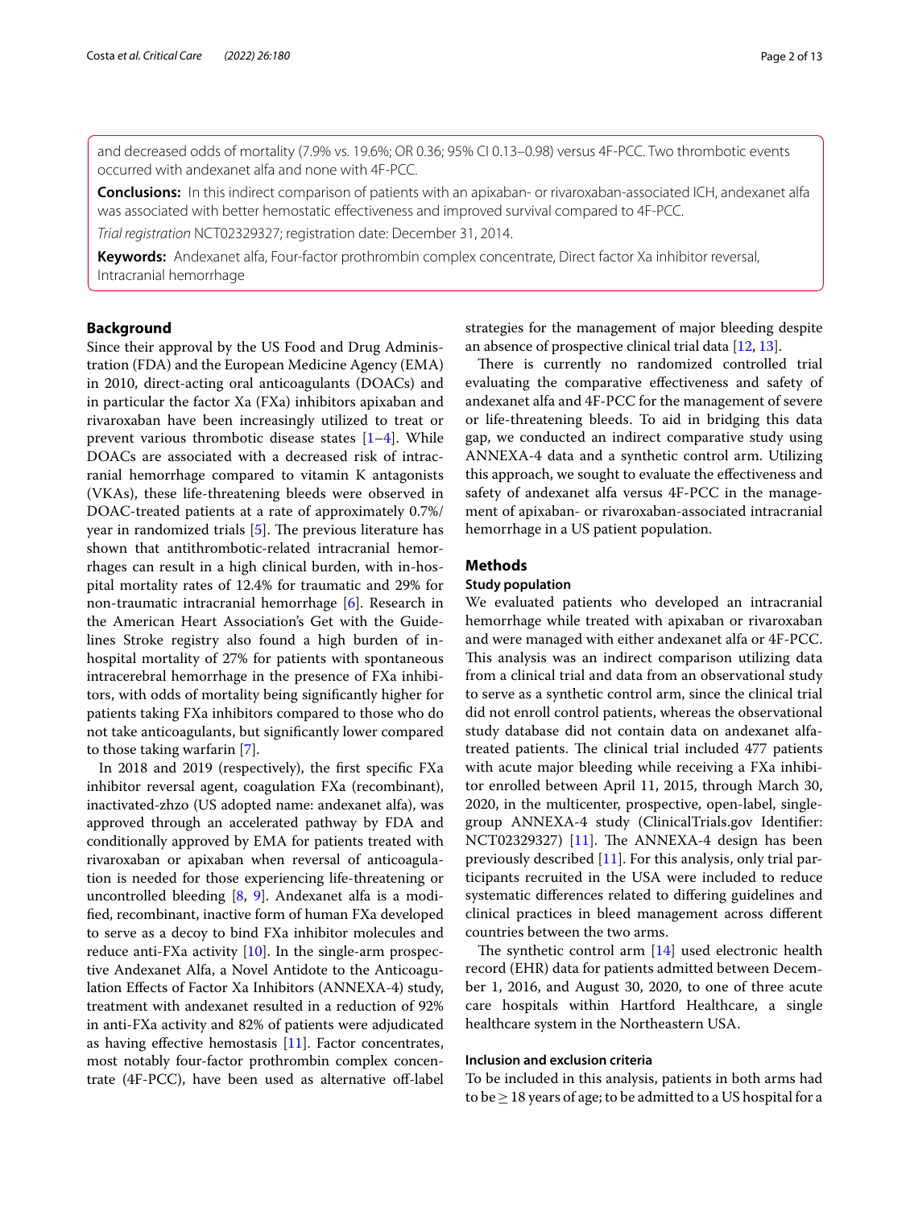and decreased odds of mortality (7.9% vs. 19.6%; OR 0.36; 95% CI 0.13–0.98) versus 4F-PCC. Two thrombotic events occurred with andexanet alfa and none with 4F-PCC.

**Conclusions:** In this indirect comparison of patients with an apixaban- or rivaroxaban-associated ICH, andexanet alfa was associated with better hemostatic effectiveness and improved survival compared to 4F-PCC.

*Trial registration* NCT02329327; registration date: December 31, 2014.

**Keywords:** Andexanet alfa, Four-factor prothrombin complex concentrate, Direct factor Xa inhibitor reversal, Intracranial hemorrhage

## Background

Since their approval by the US Food and Drug Administration (FDA) and the European Medicine Agency (EMA) in 2010, direct-acting oral anticoagulants (DOACs) and in particular the factor Xa (FXa) inhibitors apixaban and rivaroxaban have been increasingly utilized to treat or prevent various thrombotic disease states [1–4]. While DOACs are associated with a decreased risk of intracranial hemorrhage compared to vitamin K antagonists (VKAs), these life-threatening bleeds were observed in DOAC-treated patients at a rate of approximately 0.7%/year in randomized trials [5]. The previous literature has shown that antithrombotic-related intracranial hemorrhages can result in a high clinical burden, with in-hospital mortality rates of 12.4% for traumatic and 29% for non-traumatic intracranial hemorrhage [6]. Research in the American Heart Association's Get with the Guidelines Stroke registry also found a high burden of in-hospital mortality of 27% for patients with spontaneous intracerebral hemorrhage in the presence of FXa inhibitors, with odds of mortality being significantly higher for patients taking FXa inhibitors compared to those who do not take anticoagulants, but significantly lower compared to those taking warfarin [7].

In 2018 and 2019 (respectively), the first specific FXa inhibitor reversal agent, coagulation FXa (recombinant), inactivated-zhzo (US adopted name: andexanet alfa), was approved through an accelerated pathway by FDA and conditionally approved by EMA for patients treated with rivaroxaban or apixaban when reversal of anticoagulation is needed for those experiencing life-threatening or uncontrolled bleeding [8, 9]. Andexanet alfa is a modified, recombinant, inactive form of human FXa developed to serve as a decoy to bind FXa inhibitor molecules and reduce anti-FXa activity [10]. In the single-arm prospective Andexanet Alfa, a Novel Antidote to the Anticoagulation Effects of Factor Xa Inhibitors (ANNEXA-4) study, treatment with andexanet resulted in a reduction of 92% in anti-FXa activity and 82% of patients were adjudicated as having effective hemostasis [11]. Factor concentrates, most notably four-factor prothrombin complex concentrate (4F-PCC), have been used as alternative off-label strategies for the management of major bleeding despite an absence of prospective clinical trial data [12, 13].

There is currently no randomized controlled trial evaluating the comparative effectiveness and safety of andexanet alfa and 4F-PCC for the management of severe or life-threatening bleeds. To aid in bridging this data gap, we conducted an indirect comparative study using ANNEXA-4 data and a synthetic control arm. Utilizing this approach, we sought to evaluate the effectiveness and safety of andexanet alfa versus 4F-PCC in the management of apixaban- or rivaroxaban-associated intracranial hemorrhage in a US patient population.

## Methods

### Study population

We evaluated patients who developed an intracranial hemorrhage while treated with apixaban or rivaroxaban and were managed with either andexanet alfa or 4F-PCC. This analysis was an indirect comparison utilizing data from a clinical trial and data from an observational study to serve as a synthetic control arm, since the clinical trial did not enroll control patients, whereas the observational study database did not contain data on andexanet alfa-treated patients. The clinical trial included 477 patients with acute major bleeding while receiving a FXa inhibitor enrolled between April 11, 2015, through March 30, 2020, in the multicenter, prospective, open-label, single-group ANNEXA-4 study (ClinicalTrials.gov Identifier: NCT02329327) [11]. The ANNEXA-4 design has been previously described [11]. For this analysis, only trial participants recruited in the USA were included to reduce systematic differences related to differing guidelines and clinical practices in bleed management across different countries between the two arms.

The synthetic control arm [14] used electronic health record (EHR) data for patients admitted between December 1, 2016, and August 30, 2020, to one of three acute care hospitals within Hartford Healthcare, a single healthcare system in the Northeastern USA.

### Inclusion and exclusion criteria

To be included in this analysis, patients in both arms had to be ≥ 18 years of age; to be admitted to a US hospital for a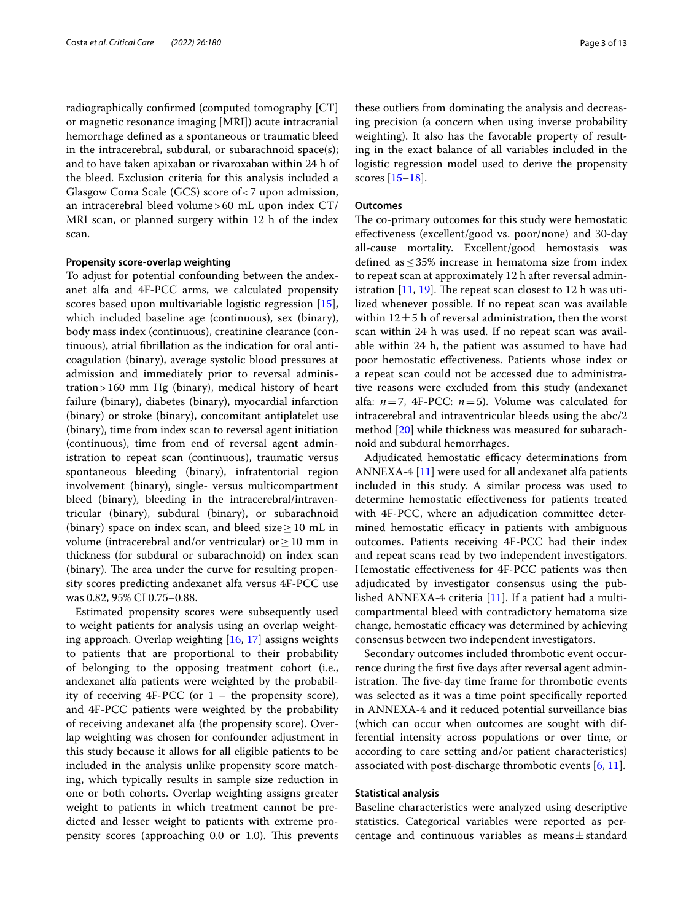radiographically confirmed (computed tomography [CT] or magnetic resonance imaging [MRI]) acute intracranial hemorrhage defined as a spontaneous or traumatic bleed in the intracerebral, subdural, or subarachnoid space(s); and to have taken apixaban or rivaroxaban within 24 h of the bleed. Exclusion criteria for this analysis included a Glasgow Coma Scale (GCS) score of < 7 upon admission, an intracerebral bleed volume > 60 mL upon index CT/MRI scan, or planned surgery within 12 h of the index scan.

#### Propensity score-overlap weighting

To adjust for potential confounding between the andexanet alfa and 4F-PCC arms, we calculated propensity scores based upon multivariable logistic regression [15], which included baseline age (continuous), sex (binary), body mass index (continuous), creatinine clearance (continuous), atrial fibrillation as the indication for oral anticoagulation (binary), average systolic blood pressures at admission and immediately prior to reversal administration > 160 mm Hg (binary), medical history of heart failure (binary), diabetes (binary), myocardial infarction (binary) or stroke (binary), concomitant antiplatelet use (binary), time from index scan to reversal agent initiation (continuous), time from end of reversal agent administration to repeat scan (continuous), traumatic versus spontaneous bleeding (binary), infratentorial region involvement (binary), single- versus multicompartment bleed (binary), bleeding in the intracerebral/intraventricular (binary), subdural (binary), or subarachnoid (binary) space on index scan, and bleed size ≥ 10 mL in volume (intracerebral and/or ventricular) or ≥ 10 mm in thickness (for subdural or subarachnoid) on index scan (binary). The area under the curve for resulting propensity scores predicting andexanet alfa versus 4F-PCC use was 0.82, 95% CI 0.75–0.88.

Estimated propensity scores were subsequently used to weight patients for analysis using an overlap weighting approach. Overlap weighting [16, 17] assigns weights to patients that are proportional to their probability of belonging to the opposing treatment cohort (i.e., andexanet alfa patients were weighted by the probability of receiving 4F-PCC (or 1 – the propensity score), and 4F-PCC patients were weighted by the probability of receiving andexanet alfa (the propensity score). Overlap weighting was chosen for confounder adjustment in this study because it allows for all eligible patients to be included in the analysis unlike propensity score matching, which typically results in sample size reduction in one or both cohorts. Overlap weighting assigns greater weight to patients in which treatment cannot be predicted and lesser weight to patients with extreme propensity scores (approaching 0.0 or 1.0). This prevents these outliers from dominating the analysis and decreasing precision (a concern when using inverse probability weighting). It also has the favorable property of resulting in the exact balance of all variables included in the logistic regression model used to derive the propensity scores [15–18].

#### Outcomes

The co-primary outcomes for this study were hemostatic effectiveness (excellent/good vs. poor/none) and 30-day all-cause mortality. Excellent/good hemostasis was defined as ≤ 35% increase in hematoma size from index to repeat scan at approximately 12 h after reversal administration [11, 19]. The repeat scan closest to 12 h was utilized whenever possible. If no repeat scan was available within 12 ± 5 h of reversal administration, then the worst scan within 24 h was used. If no repeat scan was available within 24 h, the patient was assumed to have had poor hemostatic effectiveness. Patients whose index or a repeat scan could not be accessed due to administrative reasons were excluded from this study (andexanet alfa: $n = 7$, 4F-PCC: $n = 5$). Volume was calculated for intracerebral and intraventricular bleeds using the abc/2 method [20] while thickness was measured for subarachnoid and subdural hemorrhages.

Adjudicated hemostatic efficacy determinations from ANNEXA-4 [11] were used for all andexanet alfa patients included in this study. A similar process was used to determine hemostatic effectiveness for patients treated with 4F-PCC, where an adjudication committee determined hemostatic efficacy in patients with ambiguous outcomes. Patients receiving 4F-PCC had their index and repeat scans read by two independent investigators. Hemostatic effectiveness for 4F-PCC patients was then adjudicated by investigator consensus using the published ANNEXA-4 criteria [11]. If a patient had a multicompartmental bleed with contradictory hematoma size change, hemostatic efficacy was determined by achieving consensus between two independent investigators.

Secondary outcomes included thrombotic event occurrence during the first five days after reversal agent administration. The five-day time frame for thrombotic events was selected as it was a time point specifically reported in ANNEXA-4 and it reduced potential surveillance bias (which can occur when outcomes are sought with differential intensity across populations or over time, or according to care setting and/or patient characteristics) associated with post-discharge thrombotic events [6, 11].

#### Statistical analysis

Baseline characteristics were analyzed using descriptive statistics. Categorical variables were reported as percentage and continuous variables as means ± standard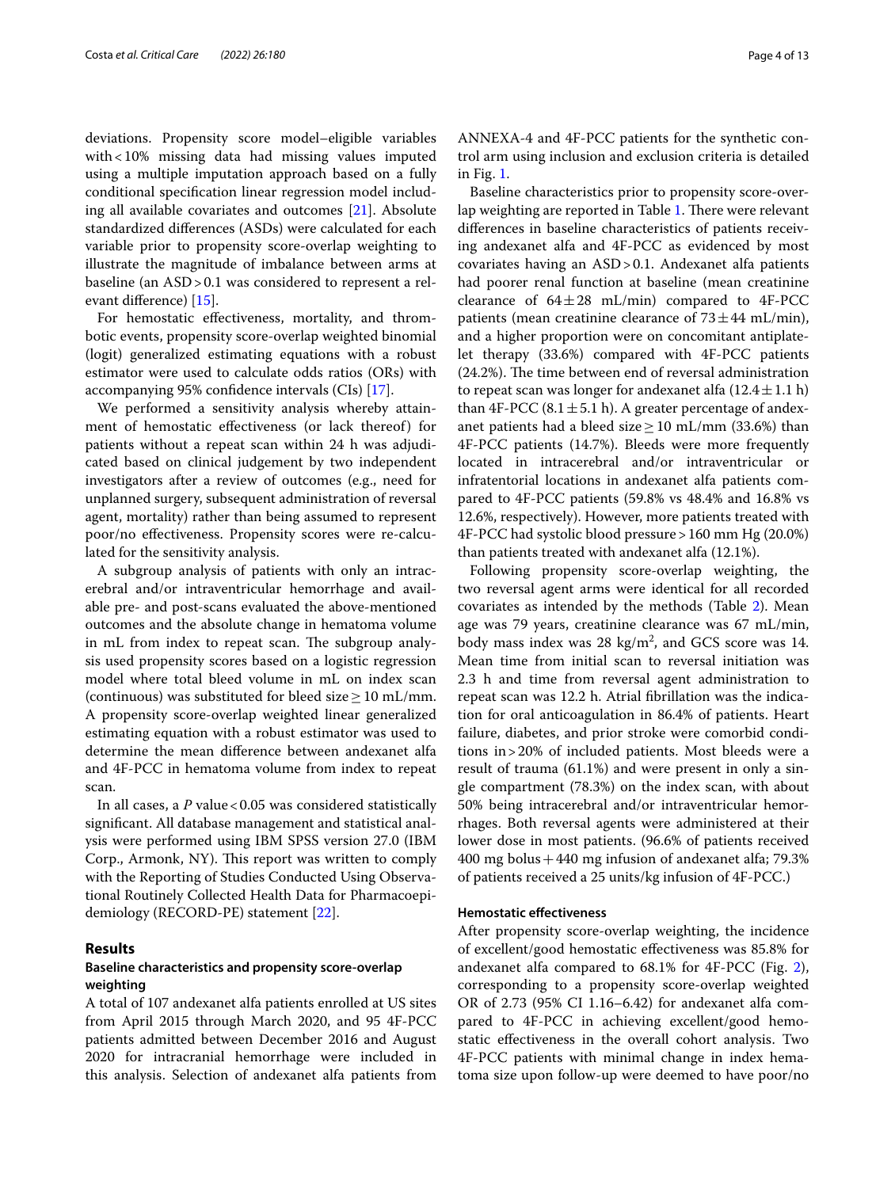deviations. Propensity score model–eligible variables with < 10% missing data had missing values imputed using a multiple imputation approach based on a fully conditional specification linear regression model including all available covariates and outcomes [21]. Absolute standardized differences (ASDs) were calculated for each variable prior to propensity score-overlap weighting to illustrate the magnitude of imbalance between arms at baseline (an ASD > 0.1 was considered to represent a relevant difference) [15].

For hemostatic effectiveness, mortality, and thrombotic events, propensity score-overlap weighted binomial (logit) generalized estimating equations with a robust estimator were used to calculate odds ratios (ORs) with accompanying 95% confidence intervals (CIs) [17].

We performed a sensitivity analysis whereby attainment of hemostatic effectiveness (or lack thereof) for patients without a repeat scan within 24 h was adjudicated based on clinical judgement by two independent investigators after a review of outcomes (e.g., need for unplanned surgery, subsequent administration of reversal agent, mortality) rather than being assumed to represent poor/no effectiveness. Propensity scores were re-calculated for the sensitivity analysis.

A subgroup analysis of patients with only an intracerebral and/or intraventricular hemorrhage and available pre- and post-scans evaluated the above-mentioned outcomes and the absolute change in hematoma volume in mL from index to repeat scan. The subgroup analysis used propensity scores based on a logistic regression model where total bleed volume in mL on index scan (continuous) was substituted for bleed size ≥ 10 mL/mm. A propensity score-overlap weighted linear generalized estimating equation with a robust estimator was used to determine the mean difference between andexanet alfa and 4F-PCC in hematoma volume from index to repeat scan.

In all cases, a *P* value < 0.05 was considered statistically significant. All database management and statistical analysis were performed using IBM SPSS version 27.0 (IBM Corp., Armonk, NY). This report was written to comply with the Reporting of Studies Conducted Using Observational Routinely Collected Health Data for Pharmacoepidemiology (RECORD-PE) statement [22].

## Results

### Baseline characteristics and propensity score-overlap weighting

A total of 107 andexanet alfa patients enrolled at US sites from April 2015 through March 2020, and 95 4F-PCC patients admitted between December 2016 and August 2020 for intracranial hemorrhage were included in this analysis. Selection of andexanet alfa patients from ANNEXA-4 and 4F-PCC patients for the synthetic control arm using inclusion and exclusion criteria is detailed in Fig. 1.

Baseline characteristics prior to propensity score-overlap weighting are reported in Table 1. There were relevant differences in baseline characteristics of patients receiving andexanet alfa and 4F-PCC as evidenced by most covariates having an ASD > 0.1. Andexanet alfa patients had poorer renal function at baseline (mean creatinine clearance of 64 ± 28 mL/min) compared to 4F-PCC patients (mean creatinine clearance of 73 ± 44 mL/min), and a higher proportion were on concomitant antiplatelet therapy (33.6%) compared with 4F-PCC patients (24.2%). The time between end of reversal administration to repeat scan was longer for andexanet alfa (12.4 ± 1.1 h) than 4F-PCC (8.1 ± 5.1 h). A greater percentage of andexanet patients had a bleed size ≥ 10 mL/mm (33.6%) than 4F-PCC patients (14.7%). Bleeds were more frequently located in intracerebral and/or intraventricular or infratentorial locations in andexanet alfa patients compared to 4F-PCC patients (59.8% vs 48.4% and 16.8% vs 12.6%, respectively). However, more patients treated with 4F-PCC had systolic blood pressure > 160 mm Hg (20.0%) than patients treated with andexanet alfa (12.1%).

Following propensity score-overlap weighting, the two reversal agent arms were identical for all recorded covariates as intended by the methods (Table 2). Mean age was 79 years, creatinine clearance was 67 mL/min, body mass index was 28 kg/m$^2$, and GCS score was 14. Mean time from initial scan to reversal initiation was 2.3 h and time from reversal agent administration to repeat scan was 12.2 h. Atrial fibrillation was the indication for oral anticoagulation in 86.4% of patients. Heart failure, diabetes, and prior stroke were comorbid conditions in > 20% of included patients. Most bleeds were a result of trauma (61.1%) and were present in only a single compartment (78.3%) on the index scan, with about 50% being intracerebral and/or intraventricular hemorrhages. Both reversal agents were administered at their lower dose in most patients. (96.6% of patients received 400 mg bolus + 440 mg infusion of andexanet alfa; 79.3% of patients received a 25 units/kg infusion of 4F-PCC.)

### Hemostatic effectiveness

After propensity score-overlap weighting, the incidence of excellent/good hemostatic effectiveness was 85.8% for andexanet alfa compared to 68.1% for 4F-PCC (Fig. 2), corresponding to a propensity score-overlap weighted OR of 2.73 (95% CI 1.16–6.42) for andexanet alfa compared to 4F-PCC in achieving excellent/good hemostatic effectiveness in the overall cohort analysis. Two 4F-PCC patients with minimal change in index hematoma size upon follow-up were deemed to have poor/no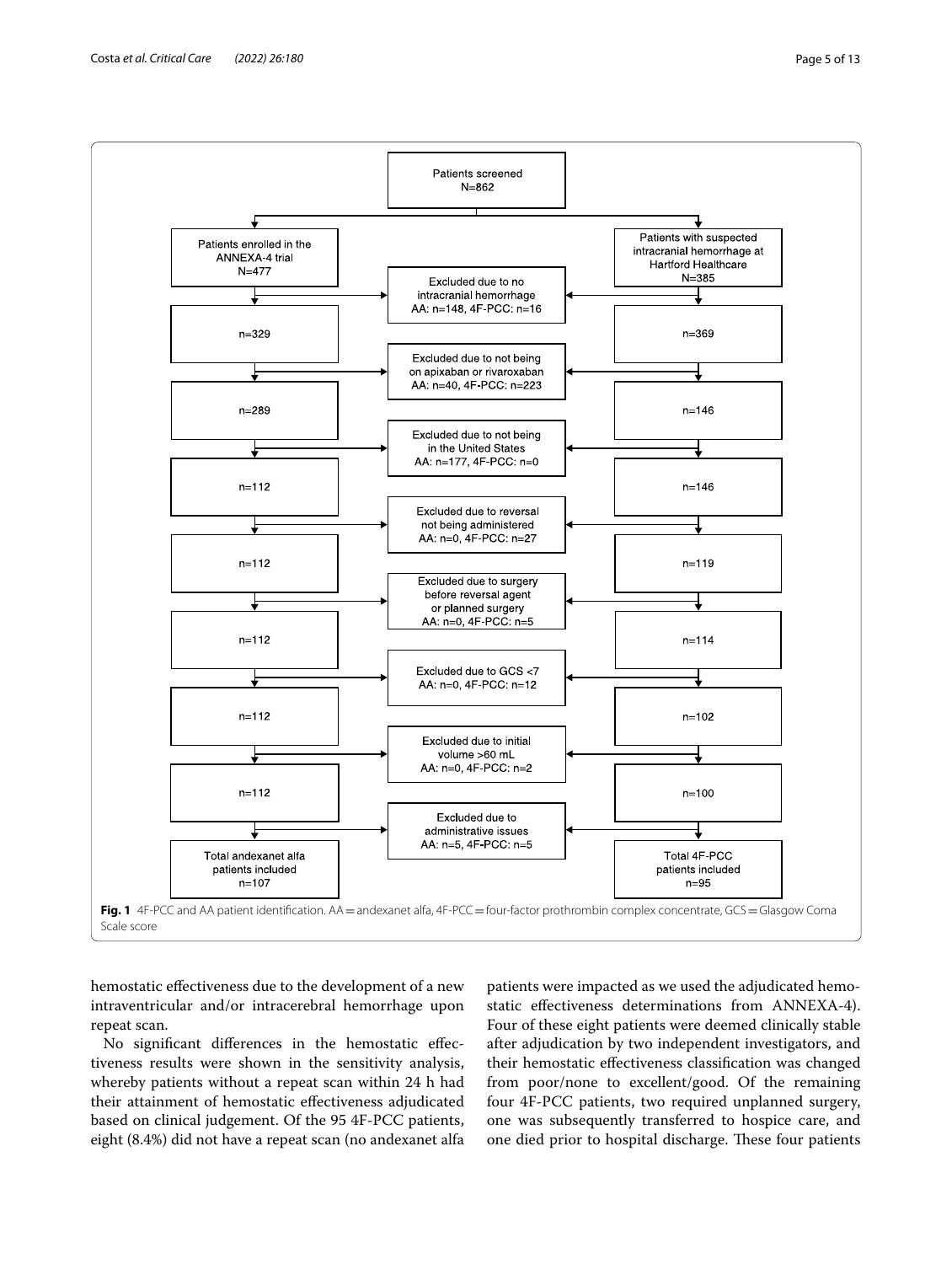Patients screened
N=862

| Andexanet alfa (AA) | Exclusion step | 4F-PCC |
|---|---|---|
| Patients enrolled in the ANNEXA-4 trial N=477 | | Patients with suspected intracranial hemorrhage at Hartford Healthcare N=385 |
| | Excluded due to no intracranial hemorrhage AA: n=148, 4F-PCC: n=16 | |
| n=329 | | n=369 |
| | Excluded due to not being on apixaban or rivaroxaban AA: n=40, 4F-PCC: n=223 | |
| n=289 | | n=146 |
| | Excluded due to not being in the United States AA: n=177, 4F-PCC: n=0 | |
| n=112 | | n=146 |
| | Excluded due to reversal not being administered AA: n=0, 4F-PCC: n=27 | |
| n=112 | | n=119 |
| | Excluded due to surgery before reversal agent or planned surgery AA: n=0, 4F-PCC: n=5 | |
| n=112 | | n=114 |
| | Excluded due to GCS <7 AA: n=0, 4F-PCC: n=12 | |
| n=112 | | n=102 |
| | Excluded due to initial volume >60 mL AA: n=0, 4F-PCC: n=2 | |
| n=112 | | n=100 |
| | Excluded due to administrative issues AA: n=5, 4F-PCC: n=5 | |
| Total andexanet alfa patients included n=107 | | Total 4F-PCC patients included n=95 |

**Fig. 1** 4F-PCC and AA patient identification. AA = andexanet alfa, 4F-PCC = four-factor prothrombin complex concentrate, GCS = Glasgow Coma Scale score

hemostatic effectiveness due to the development of a new intraventricular and/or intracerebral hemorrhage upon repeat scan.

No significant differences in the hemostatic effectiveness results were shown in the sensitivity analysis, whereby patients without a repeat scan within 24 h had their attainment of hemostatic effectiveness adjudicated based on clinical judgement. Of the 95 4F-PCC patients, eight (8.4%) did not have a repeat scan (no andexanet alfa patients were impacted as we used the adjudicated hemostatic effectiveness determinations from ANNEXA-4). Four of these eight patients were deemed clinically stable after adjudication by two independent investigators, and their hemostatic effectiveness classification was changed from poor/none to excellent/good. Of the remaining four 4F-PCC patients, two required unplanned surgery, one was subsequently transferred to hospice care, and one died prior to hospital discharge. These four patients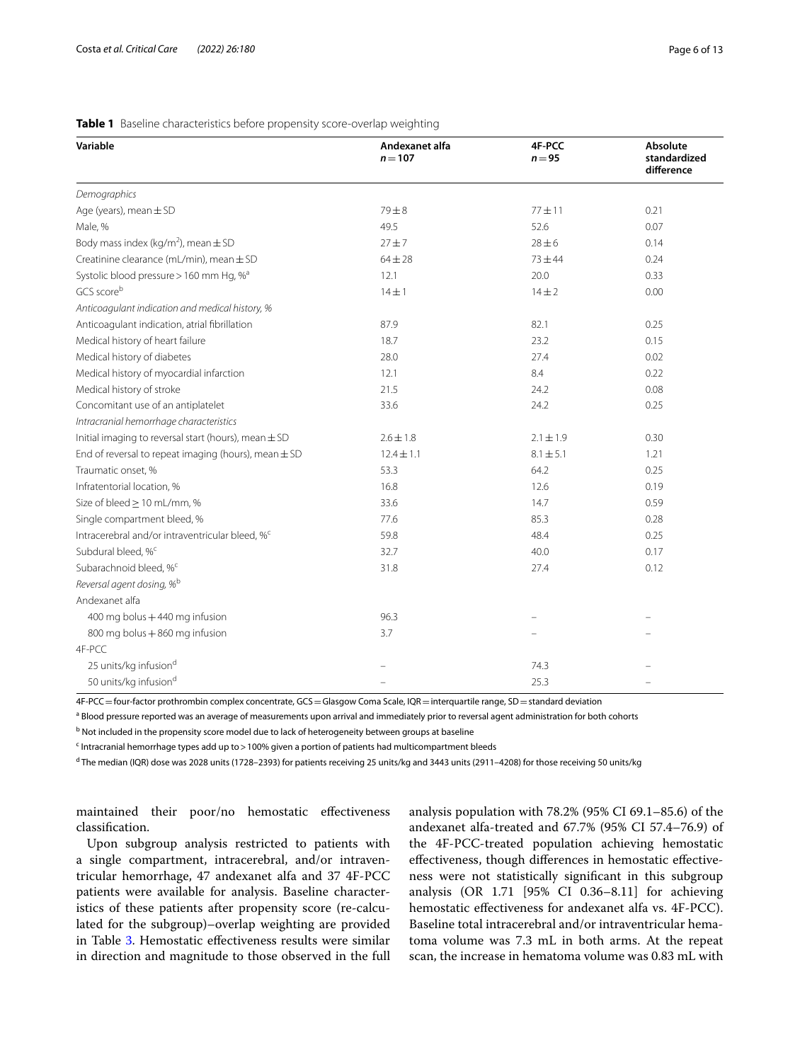**Table 1** Baseline characteristics before propensity score-overlap weighting

| Variable | Andexanet alfa $n = 107$ | 4F-PCC $n = 95$ | Absolute standardized difference |
|---|---|---|---|
| *Demographics* | | | |
| Age (years), mean ± SD | 79 ± 8 | 77 ± 11 | 0.21 |
| Male, % | 49.5 | 52.6 | 0.07 |
| Body mass index (kg/m$^2$), mean ± SD | 27 ± 7 | 28 ± 6 | 0.14 |
| Creatinine clearance (mL/min), mean ± SD | 64 ± 28 | 73 ± 44 | 0.24 |
| Systolic blood pressure > 160 mm Hg, %[a] | 12.1 | 20.0 | 0.33 |
| GCS score[b] | 14 ± 1 | 14 ± 2 | 0.00 |
| *Anticoagulant indication and medical history, %* | | | |
| Anticoagulant indication, atrial fibrillation | 87.9 | 82.1 | 0.25 |
| Medical history of heart failure | 18.7 | 23.2 | 0.15 |
| Medical history of diabetes | 28.0 | 27.4 | 0.02 |
| Medical history of myocardial infarction | 12.1 | 8.4 | 0.22 |
| Medical history of stroke | 21.5 | 24.2 | 0.08 |
| Concomitant use of an antiplatelet | 33.6 | 24.2 | 0.25 |
| *Intracranial hemorrhage characteristics* | | | |
| Initial imaging to reversal start (hours), mean ± SD | 2.6 ± 1.8 | 2.1 ± 1.9 | 0.30 |
| End of reversal to repeat imaging (hours), mean ± SD | 12.4 ± 1.1 | 8.1 ± 5.1 | 1.21 |
| Traumatic onset, % | 53.3 | 64.2 | 0.25 |
| Infratentorial location, % | 16.8 | 12.6 | 0.19 |
| Size of bleed ≥ 10 mL/mm, % | 33.6 | 14.7 | 0.59 |
| Single compartment bleed, % | 77.6 | 85.3 | 0.28 |
| Intracerebral and/or intraventricular bleed, %[c] | 59.8 | 48.4 | 0.25 |
| Subdural bleed, %[c] | 32.7 | 40.0 | 0.17 |
| Subarachnoid bleed, %[c] | 31.8 | 27.4 | 0.12 |
| *Reversal agent dosing, %*[b] | | | |
| Andexanet alfa | | | |
| 400 mg bolus + 440 mg infusion | 96.3 | – | – |
| 800 mg bolus + 860 mg infusion | 3.7 | – | – |
| 4F-PCC | | | |
| 25 units/kg infusion[d] | – | 74.3 | – |
| 50 units/kg infusion[d] | – | 25.3 | – |

4F-PCC = four-factor prothrombin complex concentrate, GCS = Glasgow Coma Scale, IQR = interquartile range, SD = standard deviation

[a] Blood pressure reported was an average of measurements upon arrival and immediately prior to reversal agent administration for both cohorts

[b] Not included in the propensity score model due to lack of heterogeneity between groups at baseline

[c] Intracranial hemorrhage types add up to > 100% given a portion of patients had multicompartment bleeds

[d] The median (IQR) dose was 2028 units (1728–2393) for patients receiving 25 units/kg and 3443 units (2911–4208) for those receiving 50 units/kg

maintained their poor/no hemostatic effectiveness classification.

Upon subgroup analysis restricted to patients with a single compartment, intracerebral, and/or intraventricular hemorrhage, 47 andexanet alfa and 37 4F-PCC patients were available for analysis. Baseline characteristics of these patients after propensity score (re-calculated for the subgroup)–overlap weighting are provided in Table 3. Hemostatic effectiveness results were similar in direction and magnitude to those observed in the full analysis population with 78.2% (95% CI 69.1–85.6) of the andexanet alfa-treated and 67.7% (95% CI 57.4–76.9) of the 4F-PCC-treated population achieving hemostatic effectiveness, though differences in hemostatic effectiveness were not statistically significant in this subgroup analysis (OR 1.71 [95% CI 0.36–8.11] for achieving hemostatic effectiveness for andexanet alfa vs. 4F-PCC). Baseline total intracerebral and/or intraventricular hematoma volume was 7.3 mL in both arms. At the repeat scan, the increase in hematoma volume was 0.83 mL with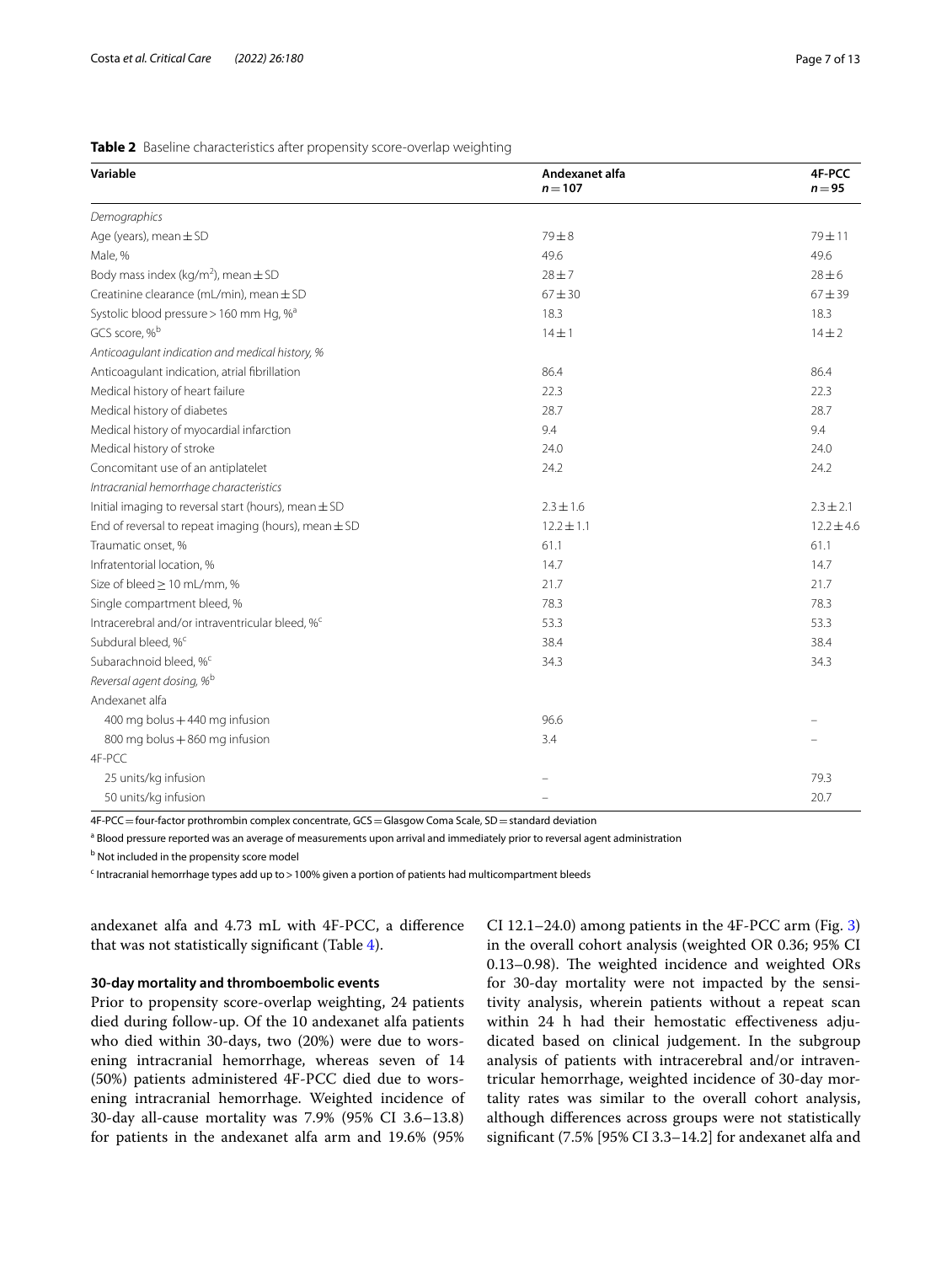**Table 2** Baseline characteristics after propensity score-overlap weighting

| Variable | Andexanet alfa $n = 107$ | 4F-PCC $n = 95$ |
|---|---|---|
| *Demographics* | | |
| Age (years), mean ± SD | 79 ± 8 | 79 ± 11 |
| Male, % | 49.6 | 49.6 |
| Body mass index (kg/m$^2$), mean ± SD | 28 ± 7 | 28 ± 6 |
| Creatinine clearance (mL/min), mean ± SD | 67 ± 30 | 67 ± 39 |
| Systolic blood pressure > 160 mm Hg, %[a] | 18.3 | 18.3 |
| GCS score, %[b] | 14 ± 1 | 14 ± 2 |
| *Anticoagulant indication and medical history, %* | | |
| Anticoagulant indication, atrial fibrillation | 86.4 | 86.4 |
| Medical history of heart failure | 22.3 | 22.3 |
| Medical history of diabetes | 28.7 | 28.7 |
| Medical history of myocardial infarction | 9.4 | 9.4 |
| Medical history of stroke | 24.0 | 24.0 |
| Concomitant use of an antiplatelet | 24.2 | 24.2 |
| *Intracranial hemorrhage characteristics* | | |
| Initial imaging to reversal start (hours), mean ± SD | 2.3 ± 1.6 | 2.3 ± 2.1 |
| End of reversal to repeat imaging (hours), mean ± SD | 12.2 ± 1.1 | 12.2 ± 4.6 |
| Traumatic onset, % | 61.1 | 61.1 |
| Infratentorial location, % | 14.7 | 14.7 |
| Size of bleed ≥ 10 mL/mm, % | 21.7 | 21.7 |
| Single compartment bleed, % | 78.3 | 78.3 |
| Intracerebral and/or intraventricular bleed, %[c] | 53.3 | 53.3 |
| Subdural bleed, %[c] | 38.4 | 38.4 |
| Subarachnoid bleed, %[c] | 34.3 | 34.3 |
| *Reversal agent dosing, %*[b] | | |
| Andexanet alfa | | |
| 400 mg bolus + 440 mg infusion | 96.6 | – |
| 800 mg bolus + 860 mg infusion | 3.4 | – |
| 4F-PCC | | |
| 25 units/kg infusion | – | 79.3 |
| 50 units/kg infusion | – | 20.7 |

4F-PCC = four-factor prothrombin complex concentrate, GCS = Glasgow Coma Scale, SD = standard deviation

[a] Blood pressure reported was an average of measurements upon arrival and immediately prior to reversal agent administration

[b] Not included in the propensity score model

[c] Intracranial hemorrhage types add up to > 100% given a portion of patients had multicompartment bleeds

andexanet alfa and 4.73 mL with 4F-PCC, a difference that was not statistically significant (Table 4).

### 30-day mortality and thromboembolic events

Prior to propensity score-overlap weighting, 24 patients died during follow-up. Of the 10 andexanet alfa patients who died within 30-days, two (20%) were due to worsening intracranial hemorrhage, whereas seven of 14 (50%) patients administered 4F-PCC died due to worsening intracranial hemorrhage. Weighted incidence of 30-day all-cause mortality was 7.9% (95% CI 3.6–13.8) for patients in the andexanet alfa arm and 19.6% (95% CI 12.1–24.0) among patients in the 4F-PCC arm (Fig. 3) in the overall cohort analysis (weighted OR 0.36; 95% CI 0.13–0.98). The weighted incidence and weighted ORs for 30-day mortality were not impacted by the sensitivity analysis, wherein patients without a repeat scan within 24 h had their hemostatic effectiveness adjudicated based on clinical judgement. In the subgroup analysis of patients with intracerebral and/or intraventricular hemorrhage, weighted incidence of 30-day mortality rates was similar to the overall cohort analysis, although differences across groups were not statistically significant (7.5% [95% CI 3.3–14.2] for andexanet alfa and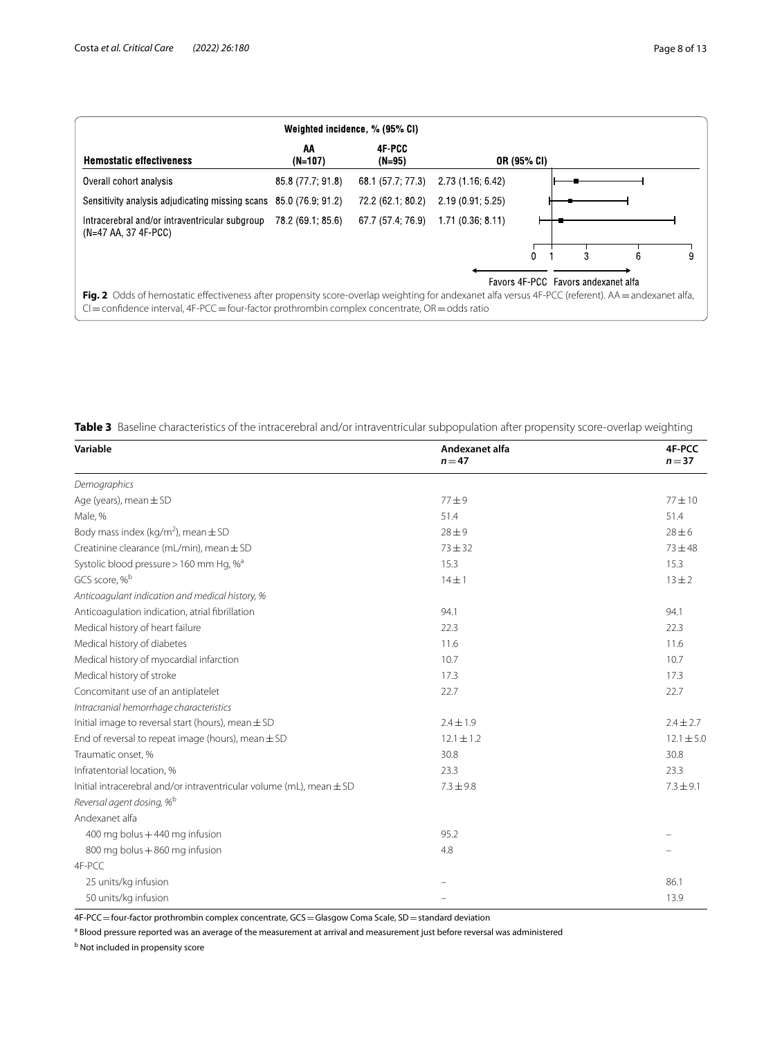| Hemostatic effectiveness | Weighted incidence, % (95% CI) AA (N=107) | 4F-PCC (N=95) | OR (95% CI) |
|---|---|---|---|
| Overall cohort analysis | 85.8 (77.7; 91.8) | 68.1 (57.7; 77.3) | 2.73 (1.16; 6.42) |
| Sensitivity analysis adjudicating missing scans | 85.0 (76.9; 91.2) | 72.2 (62.1; 80.2) | 2.19 (0.91; 5.25) |
| Intracerebral and/or intraventricular subgroup (N=47 AA, 37 4F-PCC) | 78.2 (69.1; 85.6) | 67.7 (57.4; 76.9) | 1.71 (0.36; 8.11) |

Favors 4F-PCC   Favors andexanet alfa

**Fig. 2** Odds of hemostatic effectiveness after propensity score-overlap weighting for andexanet alfa versus 4F-PCC (referent). AA = andexanet alfa, CI = confidence interval, 4F-PCC = four-factor prothrombin complex concentrate, OR = odds ratio

**Table 3** Baseline characteristics of the intracerebral and/or intraventricular subpopulation after propensity score-overlap weighting

| Variable | Andexanet alfa $n = 47$ | 4F-PCC $n = 37$ |
|---|---|---|
| *Demographics* | | |
| Age (years), mean ± SD | 77 ± 9 | 77 ± 10 |
| Male, % | 51.4 | 51.4 |
| Body mass index (kg/m$^2$), mean ± SD | 28 ± 9 | 28 ± 6 |
| Creatinine clearance (mL/min), mean ± SD | 73 ± 32 | 73 ± 48 |
| Systolic blood pressure > 160 mm Hg, %[a] | 15.3 | 15.3 |
| GCS score, %[b] | 14 ± 1 | 13 ± 2 |
| *Anticoagulant indication and medical history, %* | | |
| Anticoagulation indication, atrial fibrillation | 94.1 | 94.1 |
| Medical history of heart failure | 22.3 | 22.3 |
| Medical history of diabetes | 11.6 | 11.6 |
| Medical history of myocardial infarction | 10.7 | 10.7 |
| Medical history of stroke | 17.3 | 17.3 |
| Concomitant use of an antiplatelet | 22.7 | 22.7 |
| *Intracranial hemorrhage characteristics* | | |
| Initial image to reversal start (hours), mean ± SD | 2.4 ± 1.9 | 2.4 ± 2.7 |
| End of reversal to repeat image (hours), mean ± SD | 12.1 ± 1.2 | 12.1 ± 5.0 |
| Traumatic onset, % | 30.8 | 30.8 |
| Infratentorial location, % | 23.3 | 23.3 |
| Initial intracerebral and/or intraventricular volume (mL), mean ± SD | 7.3 ± 9.8 | 7.3 ± 9.1 |
| *Reversal agent dosing, %*[b] | | |
| Andexanet alfa | | |
| 400 mg bolus + 440 mg infusion | 95.2 | – |
| 800 mg bolus + 860 mg infusion | 4.8 | – |
| 4F-PCC | | |
| 25 units/kg infusion | – | 86.1 |
| 50 units/kg infusion | – | 13.9 |

4F-PCC = four-factor prothrombin complex concentrate, GCS = Glasgow Coma Scale, SD = standard deviation

[a] Blood pressure reported was an average of the measurement at arrival and measurement just before reversal was administered

[b] Not included in propensity score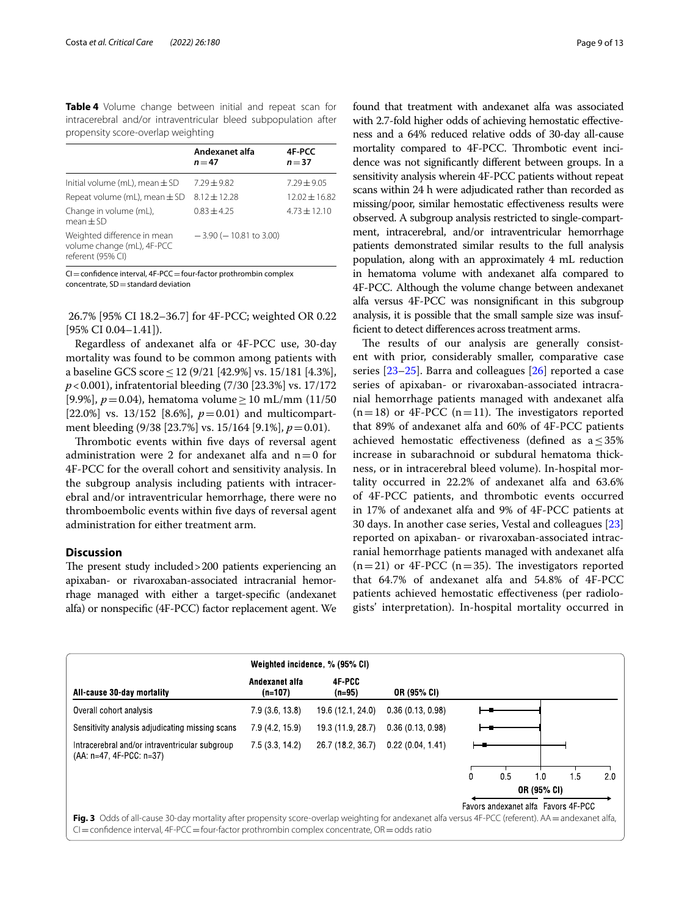**Table 4** Volume change between initial and repeat scan for intracerebral and/or intraventricular bleed subpopulation after propensity score-overlap weighting

| | Andexanet alfa $n=47$ | 4F-PCC $n=37$ |
|---|---|---|
| Initial volume (mL), mean ± SD | 7.29 ± 9.82 | 7.29 ± 9.05 |
| Repeat volume (mL), mean ± SD | 8.12 ± 12.28 | 12.02 ± 16.82 |
| Change in volume (mL), mean ± SD | 0.83 ± 4.25 | 4.73 ± 12.10 |
| Weighted difference in mean volume change (mL), 4F-PCC referent (95% CI) | −3.90 (−10.81 to 3.00) | |

CI = confidence interval, 4F-PCC = four-factor prothrombin complex concentrate, SD = standard deviation

26.7% [95% CI 18.2–36.7] for 4F-PCC; weighted OR 0.22 [95% CI 0.04–1.41]).

Regardless of andexanet alfa or 4F-PCC use, 30-day mortality was found to be common among patients with a baseline GCS score ≤ 12 (9/21 [42.9%] vs. 15/181 [4.3%], $p<0.001$), infratentorial bleeding (7/30 [23.3%] vs. 17/172 [9.9%], $p=0.04$), hematoma volume ≥ 10 mL/mm (11/50 [22.0%] vs. 13/152 [8.6%], $p=0.01$) and multicompartment bleeding (9/38 [23.7%] vs. 15/164 [9.1%], $p=0.01$).

Thrombotic events within five days of reversal agent administration were 2 for andexanet alfa and n = 0 for 4F-PCC for the overall cohort and sensitivity analysis. In the subgroup analysis including patients with intracerebral and/or intraventricular hemorrhage, there were no thromboembolic events within five days of reversal agent administration for either treatment arm.

## Discussion

The present study included > 200 patients experiencing an apixaban- or rivaroxaban-associated intracranial hemorrhage managed with either a target-specific (andexanet alfa) or nonspecific (4F-PCC) factor replacement agent. We found that treatment with andexanet alfa was associated with 2.7-fold higher odds of achieving hemostatic effectiveness and a 64% reduced relative odds of 30-day all-cause mortality compared to 4F-PCC. Thrombotic event incidence was not significantly different between groups. In a sensitivity analysis wherein 4F-PCC patients without repeat scans within 24 h were adjudicated rather than recorded as missing/poor, similar hemostatic effectiveness results were observed. A subgroup analysis restricted to single-compartment, intracerebral, and/or intraventricular hemorrhage patients demonstrated similar results to the full analysis population, along with an approximately 4 mL reduction in hematoma volume with andexanet alfa compared to 4F-PCC. Although the volume change between andexanet alfa versus 4F-PCC was nonsignificant in this subgroup analysis, it is possible that the small sample size was insufficient to detect differences across treatment arms.

The results of our analysis are generally consistent with prior, considerably smaller, comparative case series [23–25]. Barra and colleagues [26] reported a case series of apixaban- or rivaroxaban-associated intracranial hemorrhage patients managed with andexanet alfa (n = 18) or 4F-PCC (n = 11). The investigators reported that 89% of andexanet alfa and 60% of 4F-PCC patients achieved hemostatic effectiveness (defined as a ≤ 35% increase in subarachnoid or subdural hematoma thickness, or in intracerebral bleed volume). In-hospital mortality occurred in 22.2% of andexanet alfa and 63.6% of 4F-PCC patients, and thrombotic events occurred in 17% of andexanet alfa and 9% of 4F-PCC patients at 30 days. In another case series, Vestal and colleagues [23] reported on apixaban- or rivaroxaban-associated intracranial hemorrhage patients managed with andexanet alfa (n = 21) or 4F-PCC (n = 35). The investigators reported that 64.7% of andexanet alfa and 54.8% of 4F-PCC patients achieved hemostatic effectiveness (per radiologists' interpretation). In-hospital mortality occurred in

| All-cause 30-day mortality | Weighted incidence, % (95% CI) Andexanet alfa (n=107) | 4F-PCC (n=95) | OR (95% CI) |
|---|---|---|---|
| Overall cohort analysis | 7.9 (3.6, 13.8) | 19.6 (12.1, 24.0) | 0.36 (0.13, 0.98) |
| Sensitivity analysis adjudicating missing scans | 7.9 (4.2, 15.9) | 19.3 (11.9, 28.7) | 0.36 (0.13, 0.98) |
| Intracerebral and/or intraventricular subgroup (AA: n=47, 4F-PCC: n=37) | 7.5 (3.3, 14.2) | 26.7 (18.2, 36.7) | 0.22 (0.04, 1.41) |

**Fig. 3** Odds of all-cause 30-day mortality after propensity score-overlap weighting for andexanet alfa versus 4F-PCC (referent). AA = andexanet alfa, CI = confidence interval, 4F-PCC = four-factor prothrombin complex concentrate, OR = odds ratio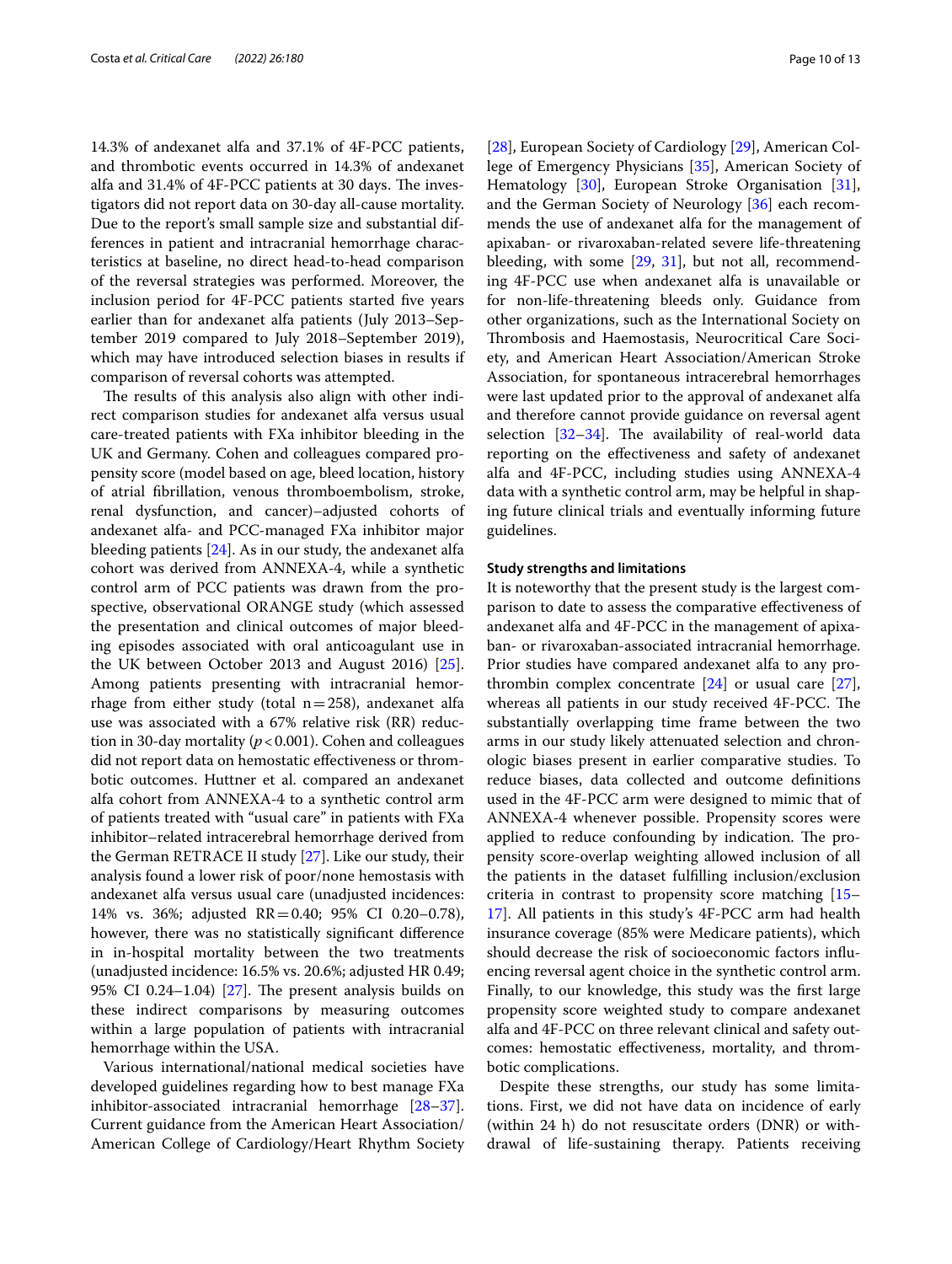14.3% of andexanet alfa and 37.1% of 4F-PCC patients, and thrombotic events occurred in 14.3% of andexanet alfa and 31.4% of 4F-PCC patients at 30 days. The investigators did not report data on 30-day all-cause mortality. Due to the report's small sample size and substantial differences in patient and intracranial hemorrhage characteristics at baseline, no direct head-to-head comparison of the reversal strategies was performed. Moreover, the inclusion period for 4F-PCC patients started five years earlier than for andexanet alfa patients (July 2013–September 2019 compared to July 2018–September 2019), which may have introduced selection biases in results if comparison of reversal cohorts was attempted.

The results of this analysis also align with other indirect comparison studies for andexanet alfa versus usual care-treated patients with FXa inhibitor bleeding in the UK and Germany. Cohen and colleagues compared propensity score (model based on age, bleed location, history of atrial fibrillation, venous thromboembolism, stroke, renal dysfunction, and cancer)–adjusted cohorts of andexanet alfa- and PCC-managed FXa inhibitor major bleeding patients [24]. As in our study, the andexanet alfa cohort was derived from ANNEXA-4, while a synthetic control arm of PCC patients was drawn from the prospective, observational ORANGE study (which assessed the presentation and clinical outcomes of major bleeding episodes associated with oral anticoagulant use in the UK between October 2013 and August 2016) [25]. Among patients presenting with intracranial hemorrhage from either study (total n = 258), andexanet alfa use was associated with a 67% relative risk (RR) reduction in 30-day mortality ($p < 0.001$). Cohen and colleagues did not report data on hemostatic effectiveness or thrombotic outcomes. Huttner et al. compared an andexanet alfa cohort from ANNEXA-4 to a synthetic control arm of patients treated with "usual care" in patients with FXa inhibitor–related intracerebral hemorrhage derived from the German RETRACE II study [27]. Like our study, their analysis found a lower risk of poor/none hemostasis with andexanet alfa versus usual care (unadjusted incidences: 14% vs. 36%; adjusted RR = 0.40; 95% CI 0.20–0.78), however, there was no statistically significant difference in in-hospital mortality between the two treatments (unadjusted incidence: 16.5% vs. 20.6%; adjusted HR 0.49; 95% CI 0.24–1.04) [27]. The present analysis builds on these indirect comparisons by measuring outcomes within a large population of patients with intracranial hemorrhage within the USA.

Various international/national medical societies have developed guidelines regarding how to best manage FXa inhibitor-associated intracranial hemorrhage [28–37]. Current guidance from the American Heart Association/American College of Cardiology/Heart Rhythm Society [28], European Society of Cardiology [29], American College of Emergency Physicians [35], American Society of Hematology [30], European Stroke Organisation [31], and the German Society of Neurology [36] each recommends the use of andexanet alfa for the management of apixaban- or rivaroxaban-related severe life-threatening bleeding, with some [29, 31], but not all, recommending 4F-PCC use when andexanet alfa is unavailable or for non-life-threatening bleeds only. Guidance from other organizations, such as the International Society on Thrombosis and Haemostasis, Neurocritical Care Society, and American Heart Association/American Stroke Association, for spontaneous intracerebral hemorrhages were last updated prior to the approval of andexanet alfa and therefore cannot provide guidance on reversal agent selection [32–34]. The availability of real-world data reporting on the effectiveness and safety of andexanet alfa and 4F-PCC, including studies using ANNEXA-4 data with a synthetic control arm, may be helpful in shaping future clinical trials and eventually informing future guidelines.

#### Study strengths and limitations

It is noteworthy that the present study is the largest comparison to date to assess the comparative effectiveness of andexanet alfa and 4F-PCC in the management of apixaban- or rivaroxaban-associated intracranial hemorrhage. Prior studies have compared andexanet alfa to any prothrombin complex concentrate [24] or usual care [27], whereas all patients in our study received 4F-PCC. The substantially overlapping time frame between the two arms in our study likely attenuated selection and chronologic biases present in earlier comparative studies. To reduce biases, data collected and outcome definitions used in the 4F-PCC arm were designed to mimic that of ANNEXA-4 whenever possible. Propensity scores were applied to reduce confounding by indication. The propensity score-overlap weighting allowed inclusion of all the patients in the dataset fulfilling inclusion/exclusion criteria in contrast to propensity score matching [15–17]. All patients in this study's 4F-PCC arm had health insurance coverage (85% were Medicare patients), which should decrease the risk of socioeconomic factors influencing reversal agent choice in the synthetic control arm. Finally, to our knowledge, this study was the first large propensity score weighted study to compare andexanet alfa and 4F-PCC on three relevant clinical and safety outcomes: hemostatic effectiveness, mortality, and thrombotic complications.

Despite these strengths, our study has some limitations. First, we did not have data on incidence of early (within 24 h) do not resuscitate orders (DNR) or withdrawal of life-sustaining therapy. Patients receiving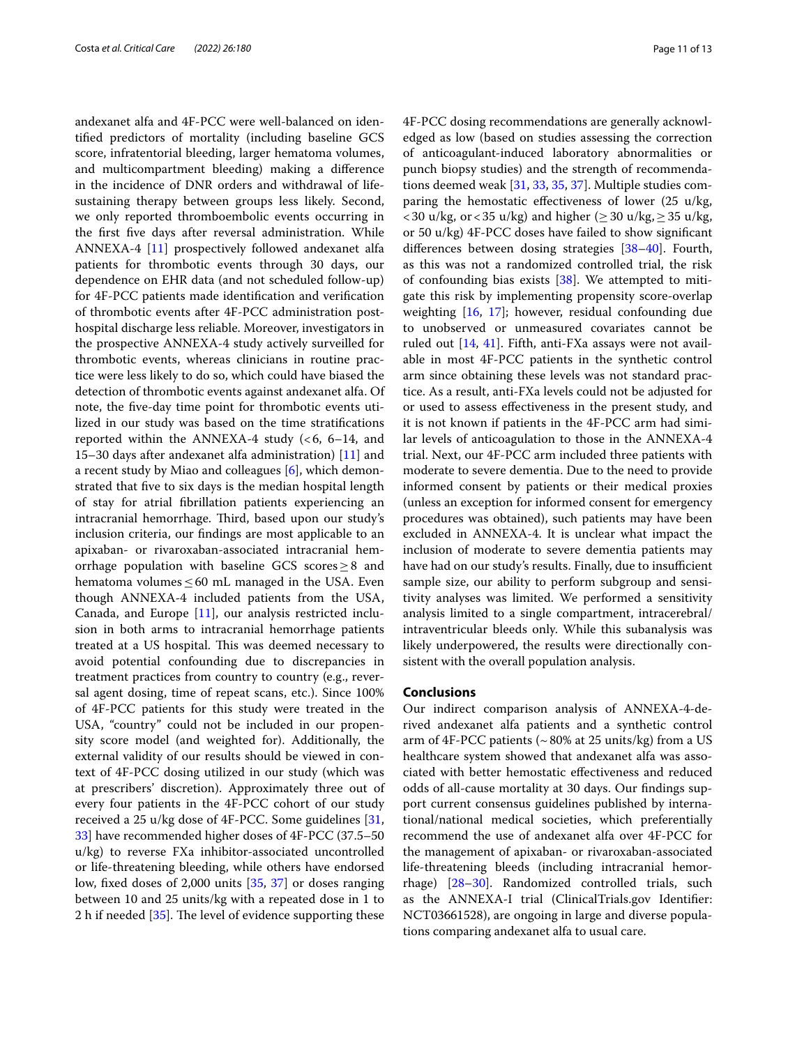andexanet alfa and 4F-PCC were well-balanced on identified predictors of mortality (including baseline GCS score, infratentorial bleeding, larger hematoma volumes, and multicompartment bleeding) making a difference in the incidence of DNR orders and withdrawal of life-sustaining therapy between groups less likely. Second, we only reported thromboembolic events occurring in the first five days after reversal administration. While ANNEXA-4 [11] prospectively followed andexanet alfa patients for thrombotic events through 30 days, our dependence on EHR data (and not scheduled follow-up) for 4F-PCC patients made identification and verification of thrombotic events after 4F-PCC administration post-hospital discharge less reliable. Moreover, investigators in the prospective ANNEXA-4 study actively surveilled for thrombotic events, whereas clinicians in routine practice were less likely to do so, which could have biased the detection of thrombotic events against andexanet alfa. Of note, the five-day time point for thrombotic events utilized in our study was based on the time stratifications reported within the ANNEXA-4 study (< 6, 6–14, and 15–30 days after andexanet alfa administration) [11] and a recent study by Miao and colleagues [6], which demonstrated that five to six days is the median hospital length of stay for atrial fibrillation patients experiencing an intracranial hemorrhage. Third, based upon our study's inclusion criteria, our findings are most applicable to an apixaban- or rivaroxaban-associated intracranial hemorrhage population with baseline GCS scores ≥ 8 and hematoma volumes ≤ 60 mL managed in the USA. Even though ANNEXA-4 included patients from the USA, Canada, and Europe [11], our analysis restricted inclusion in both arms to intracranial hemorrhage patients treated at a US hospital. This was deemed necessary to avoid potential confounding due to discrepancies in treatment practices from country to country (e.g., reversal agent dosing, time of repeat scans, etc.). Since 100% of 4F-PCC patients for this study were treated in the USA, "country" could not be included in our propensity score model (and weighted for). Additionally, the external validity of our results should be viewed in context of 4F-PCC dosing utilized in our study (which was at prescribers' discretion). Approximately three out of every four patients in the 4F-PCC cohort of our study received a 25 u/kg dose of 4F-PCC. Some guidelines [31, 33] have recommended higher doses of 4F-PCC (37.5–50 u/kg) to reverse FXa inhibitor-associated uncontrolled or life-threatening bleeding, while others have endorsed low, fixed doses of 2,000 units [35, 37] or doses ranging between 10 and 25 units/kg with a repeated dose in 1 to 2 h if needed [35]. The level of evidence supporting these 4F-PCC dosing recommendations are generally acknowledged as low (based on studies assessing the correction of anticoagulant-induced laboratory abnormalities or punch biopsy studies) and the strength of recommendations deemed weak [31, 33, 35, 37]. Multiple studies comparing the hemostatic effectiveness of lower (25 u/kg, < 30 u/kg, or < 35 u/kg) and higher (≥ 30 u/kg, ≥ 35 u/kg, or 50 u/kg) 4F-PCC doses have failed to show significant differences between dosing strategies [38–40]. Fourth, as this was not a randomized controlled trial, the risk of confounding bias exists [38]. We attempted to mitigate this risk by implementing propensity score-overlap weighting [16, 17]; however, residual confounding due to unobserved or unmeasured covariates cannot be ruled out [14, 41]. Fifth, anti-FXa assays were not available in most 4F-PCC patients in the synthetic control arm since obtaining these levels was not standard practice. As a result, anti-FXa levels could not be adjusted for or used to assess effectiveness in the present study, and it is not known if patients in the 4F-PCC arm had similar levels of anticoagulation to those in the ANNEXA-4 trial. Next, our 4F-PCC arm included three patients with moderate to severe dementia. Due to the need to provide informed consent by patients or their medical proxies (unless an exception for informed consent for emergency procedures was obtained), such patients may have been excluded in ANNEXA-4. It is unclear what impact the inclusion of moderate to severe dementia patients may have had on our study's results. Finally, due to insufficient sample size, our ability to perform subgroup and sensitivity analyses was limited. We performed a sensitivity analysis limited to a single compartment, intracerebral/intraventricular bleeds only. While this subanalysis was likely underpowered, the results were directionally consistent with the overall population analysis.

## Conclusions

Our indirect comparison analysis of ANNEXA-4-derived andexanet alfa patients and a synthetic control arm of 4F-PCC patients (~ 80% at 25 units/kg) from a US healthcare system showed that andexanet alfa was associated with better hemostatic effectiveness and reduced odds of all-cause mortality at 30 days. Our findings support current consensus guidelines published by international/national medical societies, which preferentially recommend the use of andexanet alfa over 4F-PCC for the management of apixaban- or rivaroxaban-associated life-threatening bleeds (including intracranial hemorrhage) [28–30]. Randomized controlled trials, such as the ANNEXA-I trial (ClinicalTrials.gov Identifier: NCT03661528), are ongoing in large and diverse populations comparing andexanet alfa to usual care.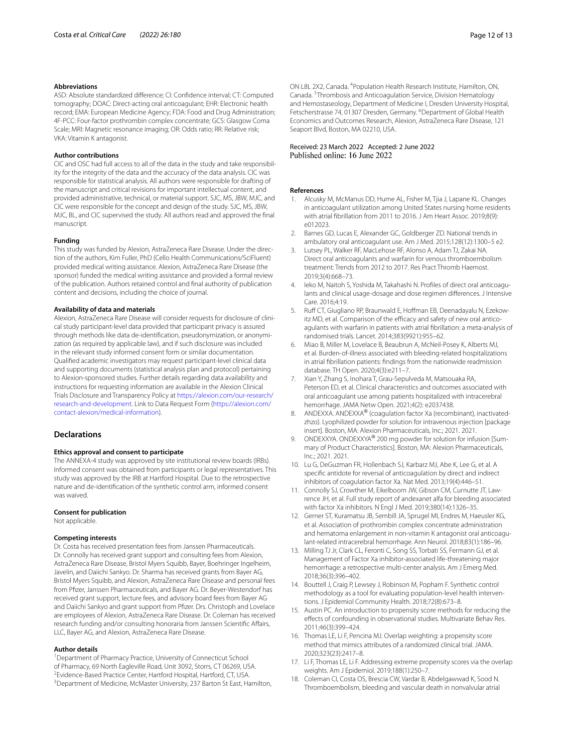### Abbreviations

ASD: Absolute standardized difference; CI: Confidence interval; CT: Computed tomography; DOAC: Direct-acting oral anticoagulant; EHR: Electronic health record; EMA: European Medicine Agency; FDA: Food and Drug Administration; 4F-PCC: Four-factor prothrombin complex concentrate; GCS: Glasgow Coma Scale; MRI: Magnetic resonance imaging; OR: Odds ratio; RR: Relative risk; VKA: Vitamin K antagonist.

### Author contributions

CIC and OSC had full access to all of the data in the study and take responsibility for the integrity of the data and the accuracy of the data analysis. CIC was responsible for statistical analysis. All authors were responsible for drafting of the manuscript and critical revisions for important intellectual content, and provided administrative, technical, or material support. SJC, MS, JBW, MJC, and CIC were responsible for the concept and design of the study. SJC, MS, JBW, MJC, BL, and CIC supervised the study. All authors read and approved the final manuscript.

### Funding

This study was funded by Alexion, AstraZeneca Rare Disease. Under the direction of the authors, Kim Fuller, PhD (Cello Health Communications/SciFluent) provided medical writing assistance. Alexion, AstraZeneca Rare Disease (the sponsor) funded the medical writing assistance and provided a formal review of the publication. Authors retained control and final authority of publication content and decisions, including the choice of journal.

### Availability of data and materials

Alexion, AstraZeneca Rare Disease will consider requests for disclosure of clinical study participant-level data provided that participant privacy is assured through methods like data de-identification, pseudonymization, or anonymization (as required by applicable law), and if such disclosure was included in the relevant study informed consent form or similar documentation. Qualified academic investigators may request participant-level clinical data and supporting documents (statistical analysis plan and protocol) pertaining to Alexion-sponsored studies. Further details regarding data availability and instructions for requesting information are available in the Alexion Clinical Trials Disclosure and Transparency Policy at https://alexion.com/our-research/research-and-development. Link to Data Request Form (https://alexion.com/contact-alexion/medical-information).

## Declarations

### Ethics approval and consent to participate

The ANNEXA-4 study was approved by site institutional review boards (IRBs). Informed consent was obtained from participants or legal representatives. This study was approved by the IRB at Hartford Hospital. Due to the retrospective nature and de-identification of the synthetic control arm, informed consent was waived.

### Consent for publication

Not applicable.

### Competing interests

Dr. Costa has received presentation fees from Janssen Pharmaceuticals. Dr. Connolly has received grant support and consulting fees from Alexion, AstraZeneca Rare Disease, Bristol Myers Squibb, Bayer, Boehringer Ingelheim, Javelin, and Daiichi Sankyo. Dr. Sharma has received grants from Bayer AG, Bristol Myers Squibb, and Alexion, AstraZeneca Rare Disease and personal fees from Pfizer, Janssen Pharmaceuticals, and Bayer AG. Dr. Beyer-Westendorf has received grant support, lecture fees, and advisory board fees from Bayer AG and Daiichi Sankyo and grant support from Pfizer. Drs. Christoph and Lovelace are employees of Alexion, AstraZeneca Rare Disease. Dr. Coleman has received research funding and/or consulting honoraria from Janssen Scientific Affairs, LLC, Bayer AG, and Alexion, AstraZeneca Rare Disease.

### Author details

[1]Department of Pharmacy Practice, University of Connecticut School of Pharmacy, 69 North Eagleville Road, Unit 3092, Storrs, CT 06269, USA. [2]Evidence-Based Practice Center, Hartford Hospital, Hartford, CT, USA. [3]Department of Medicine, McMaster University, 237 Barton St East, Hamilton, ON L8L 2X2, Canada. [4]Population Health Research Institute, Hamilton, ON, Canada. [5]Thrombosis and Anticoagulation Service, Division Hematology and Hemostaseology, Department of Medicine I, Dresden University Hospital, Fetscherstrasse 74, 01307 Dresden, Germany. [6]Department of Global Health Economics and Outcomes Research, Alexion, AstraZeneca Rare Disease, 121 Seaport Blvd, Boston, MA 02210, USA.

Received: 23 March 2022 Accepted: 2 June 2022
Published online: 16 June 2022

### References

1. Alcusky M, McManus DD, Hume AL, Fisher M, Tjia J, Lapane KL. Changes in anticoagulant utilization among United States nursing home residents with atrial fibrillation from 2011 to 2016. J Am Heart Assoc. 2019;8(9): e012023.
2. Barnes GD, Lucas E, Alexander GC, Goldberger ZD. National trends in ambulatory oral anticoagulant use. Am J Med. 2015;128(12):1300–5 e2.
3. Lutsey PL, Walker RF, MacLehose RF, Alonso A, Adam TJ, Zakai NA. Direct oral anticoagulants and warfarin for venous thromboembolism treatment: Trends from 2012 to 2017. Res Pract Thromb Haemost. 2019;3(4):668–73.
4. Ieko M, Naitoh S, Yoshida M, Takahashi N. Profiles of direct oral anticoagulants and clinical usage-dosage and dose regimen differences. J Intensive Care. 2016;4:19.
5. Ruff CT, Giugliano RP, Braunwald E, Hoffman EB, Deenadayalu N, Ezekowitz MD, et al. Comparison of the efficacy and safety of new oral anticoagulants with warfarin in patients with atrial fibrillation: a meta-analysis of randomised trials. Lancet. 2014;383(9921):955–62.
6. Miao B, Miller M, Lovelace B, Beaubrun A, McNeil-Posey K, Alberts MJ, et al. Burden-of-illness associated with bleeding-related hospitalizations in atrial fibrillation patients: findings from the nationwide readmission database. TH Open. 2020;4(3):e211–7.
7. Xian Y, Zhang S, Inohara T, Grau-Sepulveda M, Matsouaka RA, Peterson ED, et al. Clinical characteristics and outcomes associated with oral anticoagulant use among patients hospitalized with intracerebral hemorrhage. JAMA Netw Open. 2021;4(2): e2037438.
8. ANDEXXA. ANDEXXA® (coagulation factor Xa (recombinant), inactivated-zhzo). Lyophilized powder for solution for intravenous injection [package insert]. Boston, MA: Alexion Pharmaceuticals, Inc.; 2021. 2021.
9. ONDEXXYA. ONDEXXYA® 200 mg powder for solution for infusion [Summary of Product Characteristics]. Boston, MA: Alexion Pharmaceuticals, Inc.; 2021. 2021.
10. Lu G, DeGuzman FR, Hollenbach SJ, Karbarz MJ, Abe K, Lee G, et al. A specific antidote for reversal of anticoagulation by direct and indirect inhibitors of coagulation factor Xa. Nat Med. 2013;19(4):446–51.
11. Connolly SJ, Crowther M, Eikelboom JW, Gibson CM, Curnutte JT, Lawrence JH, et al. Full study report of andexanet alfa for bleeding associated with factor Xa inhibitors. N Engl J Med. 2019;380(14):1326–35.
12. Gerner ST, Kuramatsu JB, Sembill JA, Sprugel MI, Endres M, Haeusler KG, et al. Association of prothrombin complex concentrate administration and hematoma enlargement in non-vitamin K antagonist oral anticoagulant-related intracerebral hemorrhage. Ann Neurol. 2018;83(1):186–96.
13. Milling TJ Jr, Clark CL, Feronti C, Song SS, Torbati SS, Fermann GJ, et al. Management of Factor Xa inhibitor-associated life-threatening major hemorrhage: a retrospective multi-center analysis. Am J Emerg Med. 2018;36(3):396–402.
14. Bouttell J, Craig P, Lewsey J, Robinson M, Popham F. Synthetic control methodology as a tool for evaluating population-level health interventions. J Epidemiol Community Health. 2018;72(8):673–8.
15. Austin PC. An introduction to propensity score methods for reducing the effects of confounding in observational studies. Multivariate Behav Res. 2011;46(3):399–424.
16. Thomas LE, Li F, Pencina MJ. Overlap weighting: a propensity score method that mimics attributes of a randomized clinical trial. JAMA. 2020;323(23):2417–8.
17. Li F, Thomas LE, Li F. Addressing extreme propensity scores via the overlap weights. Am J Epidemiol. 2019;188(1):250–7.
18. Coleman CI, Costa OS, Brescia CW, Vardar B, Abdelgawwad K, Sood N. Thromboembolism, bleeding and vascular death in nonvalvular atrial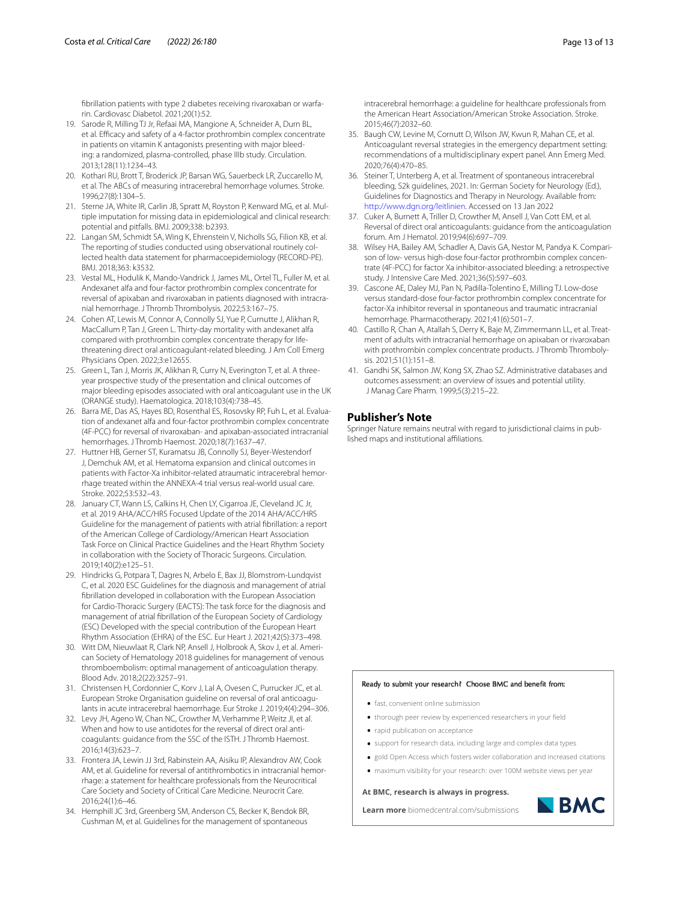fibrillation patients with type 2 diabetes receiving rivaroxaban or warfarin. Cardiovasc Diabetol. 2021;20(1):52.

19. Sarode R, Milling TJ Jr, Refaai MA, Mangione A, Schneider A, Durn BL, et al. Efficacy and safety of a 4-factor prothrombin complex concentrate in patients on vitamin K antagonists presenting with major bleeding: a randomized, plasma-controlled, phase IIIb study. Circulation. 2013;128(11):1234–43.
20. Kothari RU, Brott T, Broderick JP, Barsan WG, Sauerbeck LR, Zuccarello M, et al. The ABCs of measuring intracerebral hemorrhage volumes. Stroke. 1996;27(8):1304–5.
21. Sterne JA, White IR, Carlin JB, Spratt M, Royston P, Kenward MG, et al. Multiple imputation for missing data in epidemiological and clinical research: potential and pitfalls. BMJ. 2009;338: b2393.
22. Langan SM, Schmidt SA, Wing K, Ehrenstein V, Nicholls SG, Filion KB, et al. The reporting of studies conducted using observational routinely collected health data statement for pharmacoepidemiology (RECORD-PE). BMJ. 2018;363: k3532.
23. Vestal ML, Hodulik K, Mando-Vandrick J, James ML, Ortel TL, Fuller M, et al. Andexanet alfa and four-factor prothrombin complex concentrate for reversal of apixaban and rivaroxaban in patients diagnosed with intracranial hemorrhage. J Thromb Thrombolysis. 2022;53:167–75.
24. Cohen AT, Lewis M, Connor A, Connolly SJ, Yue P, Curnutte J, Alikhan R, MacCallum P, Tan J, Green L. Thirty-day mortality with andexanet alfa compared with prothrombin complex concentrate therapy for life-threatening direct oral anticoagulant-related bleeding. J Am Coll Emerg Physicians Open. 2022;3:e12655.
25. Green L, Tan J, Morris JK, Alikhan R, Curry N, Everington T, et al. A three-year prospective study of the presentation and clinical outcomes of major bleeding episodes associated with oral anticoagulant use in the UK (ORANGE study). Haematologica. 2018;103(4):738–45.
26. Barra ME, Das AS, Hayes BD, Rosenthal ES, Rosovsky RP, Fuh L, et al. Evaluation of andexanet alfa and four-factor prothrombin complex concentrate (4F-PCC) for reversal of rivaroxaban- and apixaban-associated intracranial hemorrhages. J Thromb Haemost. 2020;18(7):1637–47.
27. Huttner HB, Gerner ST, Kuramatsu JB, Connolly SJ, Beyer-Westendorf J, Demchuk AM, et al. Hematoma expansion and clinical outcomes in patients with Factor-Xa inhibitor-related atraumatic intracerebral hemorrhage treated within the ANNEXA-4 trial versus real-world usual care. Stroke. 2022;53:532–43.
28. January CT, Wann LS, Calkins H, Chen LY, Cigarroa JE, Cleveland JC Jr, et al. 2019 AHA/ACC/HRS Focused Update of the 2014 AHA/ACC/HRS Guideline for the management of patients with atrial fibrillation: a report of the American College of Cardiology/American Heart Association Task Force on Clinical Practice Guidelines and the Heart Rhythm Society in collaboration with the Society of Thoracic Surgeons. Circulation. 2019;140(2):e125–51.
29. Hindricks G, Potpara T, Dagres N, Arbelo E, Bax JJ, Blomstrom-Lundqvist C, et al. 2020 ESC Guidelines for the diagnosis and management of atrial fibrillation developed in collaboration with the European Association for Cardio-Thoracic Surgery (EACTS): The task force for the diagnosis and management of atrial fibrillation of the European Society of Cardiology (ESC) Developed with the special contribution of the European Heart Rhythm Association (EHRA) of the ESC. Eur Heart J. 2021;42(5):373–498.
30. Witt DM, Nieuwlaat R, Clark NP, Ansell J, Holbrook A, Skov J, et al. American Society of Hematology 2018 guidelines for management of venous thromboembolism: optimal management of anticoagulation therapy. Blood Adv. 2018;2(22):3257–91.
31. Christensen H, Cordonnier C, Korv J, Lal A, Ovesen C, Purrucker JC, et al. European Stroke Organisation guideline on reversal of oral anticoagulants in acute intracerebral haemorrhage. Eur Stroke J. 2019;4(4):294–306.
32. Levy JH, Ageno W, Chan NC, Crowther M, Verhamme P, Weitz JI, et al. When and how to use antidotes for the reversal of direct oral anticoagulants: guidance from the SSC of the ISTH. J Thromb Haemost. 2016;14(3):623–7.
33. Frontera JA, Lewin JJ 3rd, Rabinstein AA, Aisiku IP, Alexandrov AW, Cook AM, et al. Guideline for reversal of antithrombotics in intracranial hemorrhage: a statement for healthcare professionals from the Neurocritical Care Society and Society of Critical Care Medicine. Neurocrit Care. 2016;24(1):6–46.
34. Hemphill JC 3rd, Greenberg SM, Anderson CS, Becker K, Bendok BR, Cushman M, et al. Guidelines for the management of spontaneous intracerebral hemorrhage: a guideline for healthcare professionals from the American Heart Association/American Stroke Association. Stroke. 2015;46(7):2032–60.
35. Baugh CW, Levine M, Cornutt D, Wilson JW, Kwun R, Mahan CE, et al. Anticoagulant reversal strategies in the emergency department setting: recommendations of a multidisciplinary expert panel. Ann Emerg Med. 2020;76(4):470–85.
36. Steiner T, Unterberg A, et al. Treatment of spontaneous intracerebral bleeding, S2k guidelines, 2021. In: German Society for Neurology (Ed.), Guidelines for Diagnostics and Therapy in Neurology. Available from: http://www.dgn.org/leitlinien. Accessed on 13 Jan 2022
37. Cuker A, Burnett A, Triller D, Crowther M, Ansell J, Van Cott EM, et al. Reversal of direct oral anticoagulants: guidance from the anticoagulation forum. Am J Hematol. 2019;94(6):697–709.
38. Wilsey HA, Bailey AM, Schadler A, Davis GA, Nestor M, Pandya K. Comparison of low- versus high-dose four-factor prothrombin complex concentrate (4F-PCC) for factor Xa inhibitor-associated bleeding: a retrospective study. J Intensive Care Med. 2021;36(5):597–603.
39. Cascone AE, Daley MJ, Pan N, Padilla-Tolentino E, Milling TJ. Low-dose versus standard-dose four-factor prothrombin complex concentrate for factor-Xa inhibitor reversal in spontaneous and traumatic intracranial hemorrhage. Pharmacotherapy. 2021;41(6):501–7.
40. Castillo R, Chan A, Atallah S, Derry K, Baje M, Zimmermann LL, et al. Treatment of adults with intracranial hemorrhage on apixaban or rivaroxaban with prothrombin complex concentrate products. J Thromb Thrombolysis. 2021;51(1):151–8.
41. Gandhi SK, Salmon JW, Kong SX, Zhao SZ. Administrative databases and outcomes assessment: an overview of issues and potential utility. J Manag Care Pharm. 1999;5(3):215–22.

## Publisher's Note

Springer Nature remains neutral with regard to jurisdictional claims in published maps and institutional affiliations.

Ready to submit your research? Choose BMC and benefit from:

- fast, convenient online submission
- thorough peer review by experienced researchers in your field
- rapid publication on acceptance
- support for research data, including large and complex data types
- gold Open Access which fosters wider collaboration and increased citations
- maximum visibility for your research: over 100M website views per year

**At BMC, research is always in progress.**

**Learn more** biomedcentral.com/submissions

BMC